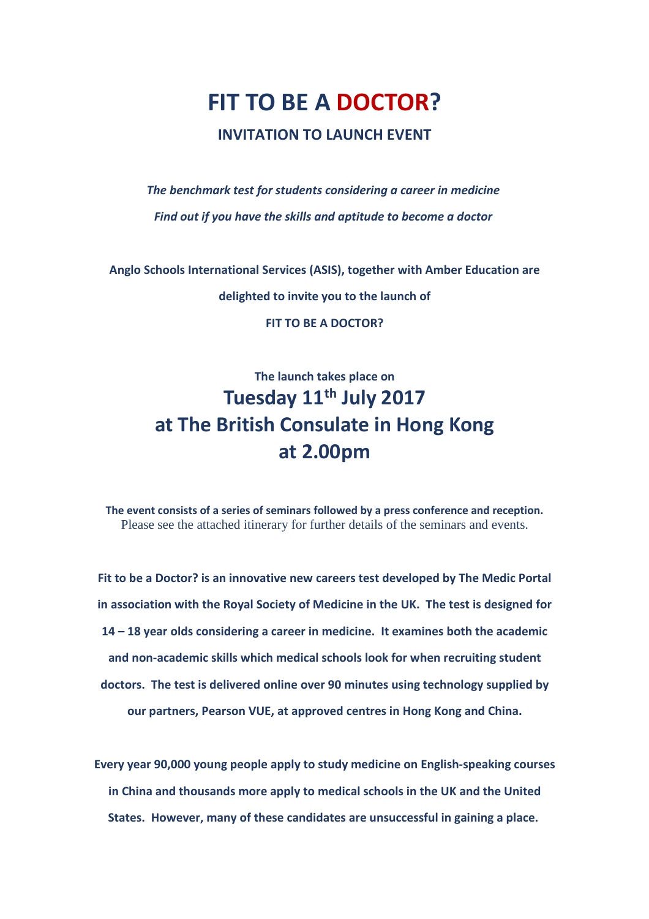# FIT TO BE A DOCTOR?

## INVITATION TO LAUNCH EVENT

***The benchmark test for students considering a career in medicine***

***Find out if you have the skills and aptitude to become a doctor***

**Anglo Schools International Services (ASIS), together with Amber Education are delighted to invite you to the launch of**

**FIT TO BE A DOCTOR?**

**The launch takes place on**

## Tuesday 11th July 2017
## at The British Consulate in Hong Kong
## at 2.00pm

**The event consists of a series of seminars followed by a press conference and reception.**
Please see the attached itinerary for further details of the seminars and events.

**Fit to be a Doctor? is an innovative new careers test developed by The Medic Portal in association with the Royal Society of Medicine in the UK. The test is designed for 14 – 18 year olds considering a career in medicine. It examines both the academic and non-academic skills which medical schools look for when recruiting student doctors. The test is delivered online over 90 minutes using technology supplied by our partners, Pearson VUE, at approved centres in Hong Kong and China.**

**Every year 90,000 young people apply to study medicine on English-speaking courses in China and thousands more apply to medical schools in the UK and the United States. However, many of these candidates are unsuccessful in gaining a place.**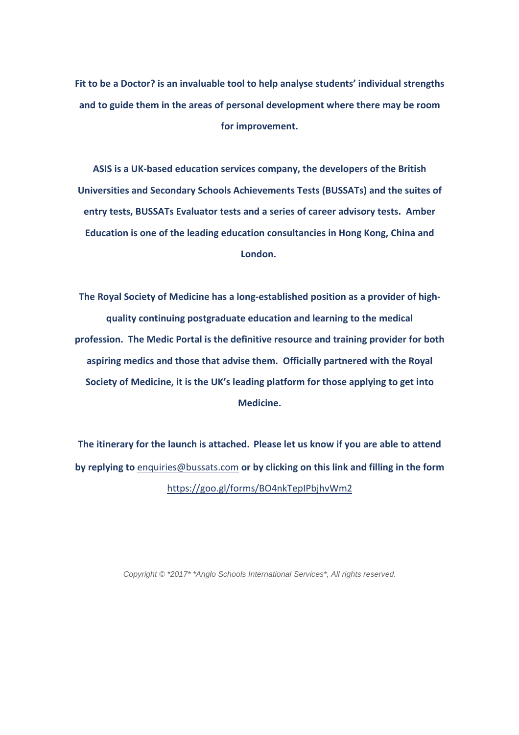**Fit to be a Doctor? is an invaluable tool to help analyse students' individual strengths and to guide them in the areas of personal development where there may be room for improvement.**

**ASIS is a UK-based education services company, the developers of the British Universities and Secondary Schools Achievements Tests (BUSSATs) and the suites of entry tests, BUSSATs Evaluator tests and a series of career advisory tests. Amber Education is one of the leading education consultancies in Hong Kong, China and London.**

**The Royal Society of Medicine has a long-established position as a provider of high-quality continuing postgraduate education and learning to the medical profession. The Medic Portal is the definitive resource and training provider for both aspiring medics and those that advise them. Officially partnered with the Royal Society of Medicine, it is the UK's leading platform for those applying to get into Medicine.**

**The itinerary for the launch is attached. Please let us know if you are able to attend by replying to** enquiries@bussats.com **or by clicking on this link and filling in the form** https://goo.gl/forms/BO4nkTepIPbjhvWm2

*Copyright © *2017* *Anglo Schools International Services*, All rights reserved.*